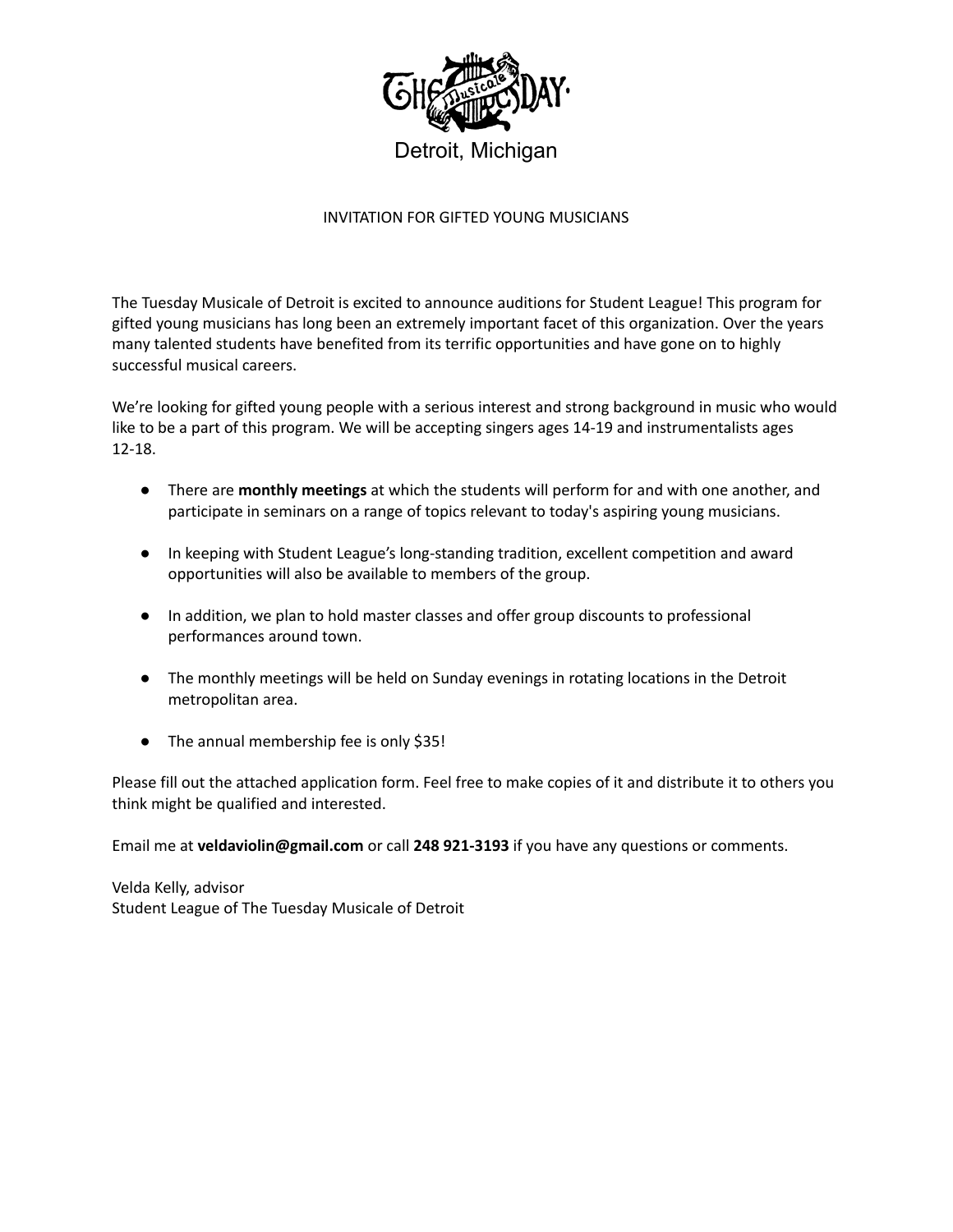THE Tuesday Musicale

Detroit, Michigan

INVITATION FOR GIFTED YOUNG MUSICIANS

The Tuesday Musicale of Detroit is excited to announce auditions for Student League! This program for gifted young musicians has long been an extremely important facet of this organization. Over the years many talented students have benefited from its terrific opportunities and have gone on to highly successful musical careers.

We're looking for gifted young people with a serious interest and strong background in music who would like to be a part of this program. We will be accepting singers ages 14-19 and instrumentalists ages 12-18.

- There are **monthly meetings** at which the students will perform for and with one another, and participate in seminars on a range of topics relevant to today's aspiring young musicians.

- In keeping with Student League's long-standing tradition, excellent competition and award opportunities will also be available to members of the group.

- In addition, we plan to hold master classes and offer group discounts to professional performances around town.

- The monthly meetings will be held on Sunday evenings in rotating locations in the Detroit metropolitan area.

- The annual membership fee is only $35!

Please fill out the attached application form. Feel free to make copies of it and distribute it to others you think might be qualified and interested.

Email me at **veldaviolin@gmail.com** or call **248 921-3193** if you have any questions or comments.

Velda Kelly, advisor
Student League of The Tuesday Musicale of Detroit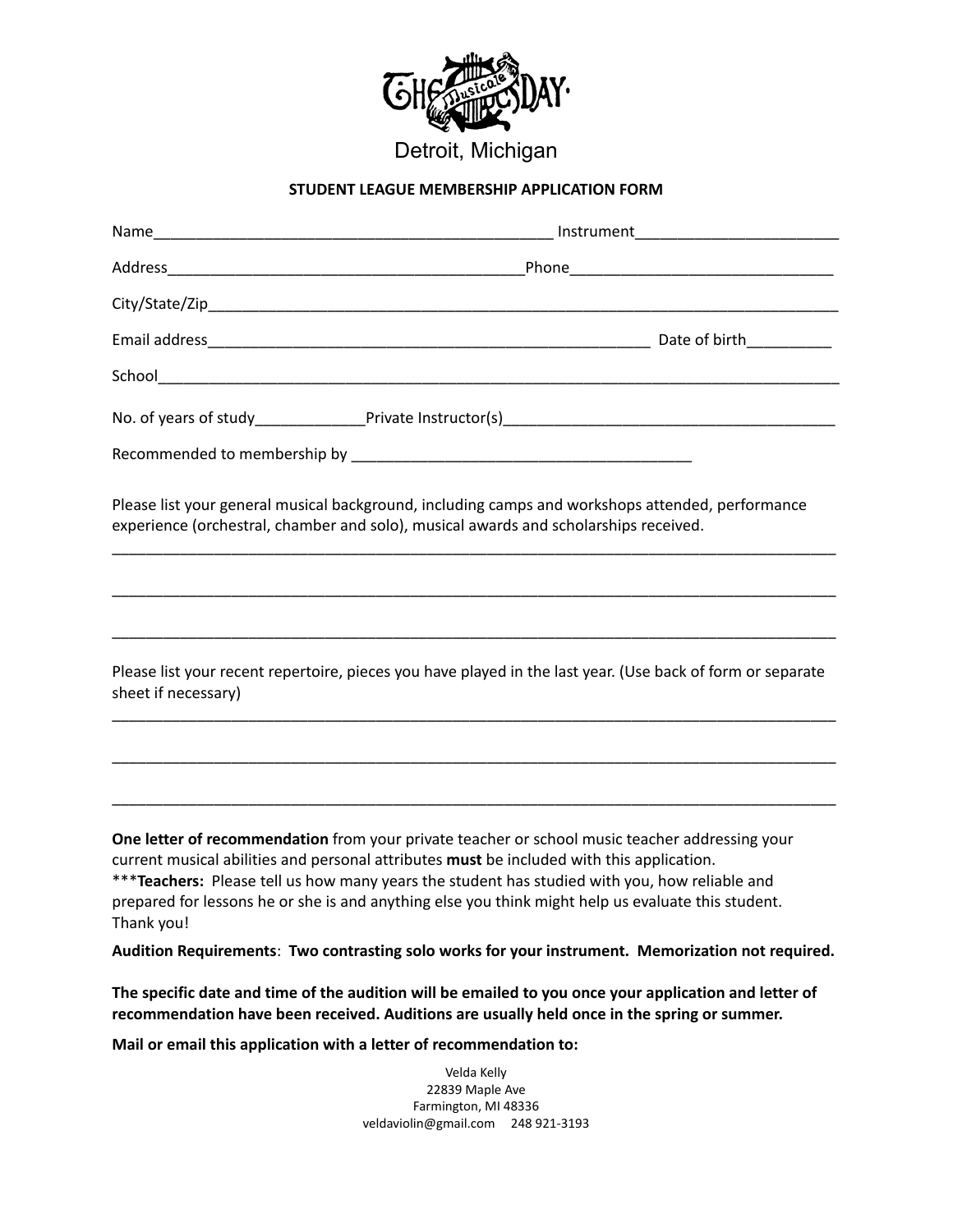THE TUESDAY Musicale

Detroit, Michigan

**STUDENT LEAGUE MEMBERSHIP APPLICATION FORM**

Name_______________________________________________ Instrument________________________

Address__________________________________________Phone_______________________________

City/State/Zip_________________________________________________________________________

Email address_____________________________________________________ Date of birth__________

School_______________________________________________________________________________

No. of years of study_____________Private Instructor(s)_______________________________________

Recommended to membership by _________________________________________

Please list your general musical background, including camps and workshops attended, performance experience (orchestral, chamber and solo), musical awards and scholarships received.

_____________________________________________________________________________________

_____________________________________________________________________________________

_____________________________________________________________________________________

Please list your recent repertoire, pieces you have played in the last year. (Use back of form or separate sheet if necessary)

_____________________________________________________________________________________

_____________________________________________________________________________________

_____________________________________________________________________________________

**One letter of recommendation** from your private teacher or school music teacher addressing your current musical abilities and personal attributes **must** be included with this application.
***__Teachers:__ Please tell us how many years the student has studied with you, how reliable and prepared for lessons he or she is and anything else you think might help us evaluate this student. Thank you!

**Audition Requirements**: **Two contrasting solo works for your instrument. Memorization not required.**

**The specific date and time of the audition will be emailed to you once your application and letter of recommendation have been received. Auditions are usually held once in the spring or summer.**

**Mail or email this application with a letter of recommendation to:**

Velda Kelly
22839 Maple Ave
Farmington, MI 48336
veldaviolin@gmail.com 248 921-3193